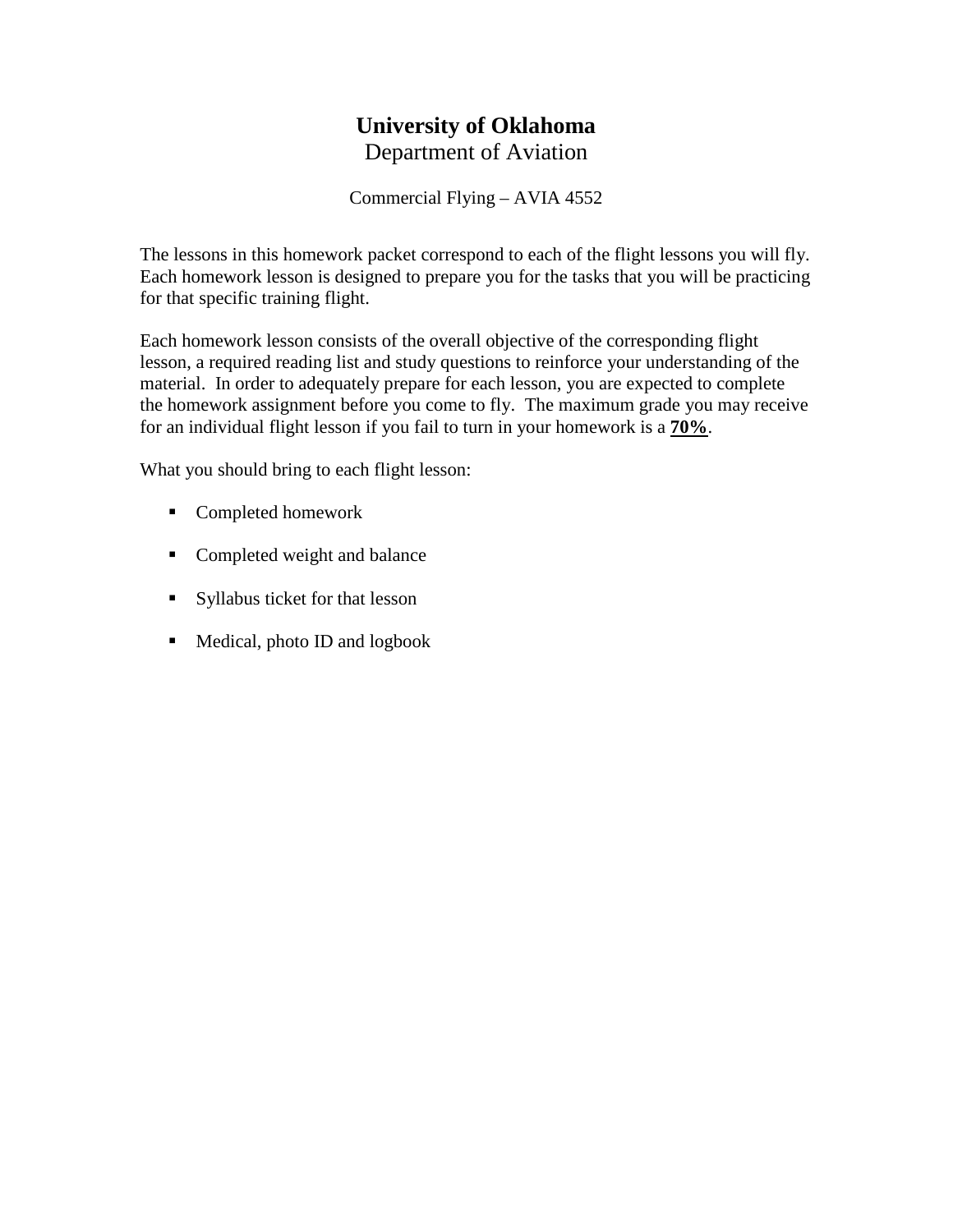# University of Oklahoma

## Department of Aviation

Commercial Flying – AVIA 4552

The lessons in this homework packet correspond to each of the flight lessons you will fly. Each homework lesson is designed to prepare you for the tasks that you will be practicing for that specific training flight.

Each homework lesson consists of the overall objective of the corresponding flight lesson, a required reading list and study questions to reinforce your understanding of the material. In order to adequately prepare for each lesson, you are expected to complete the homework assignment before you come to fly. The maximum grade you may receive for an individual flight lesson if you fail to turn in your homework is a **70%**.

What you should bring to each flight lesson:

- Completed homework
- Completed weight and balance
- Syllabus ticket for that lesson
- Medical, photo ID and logbook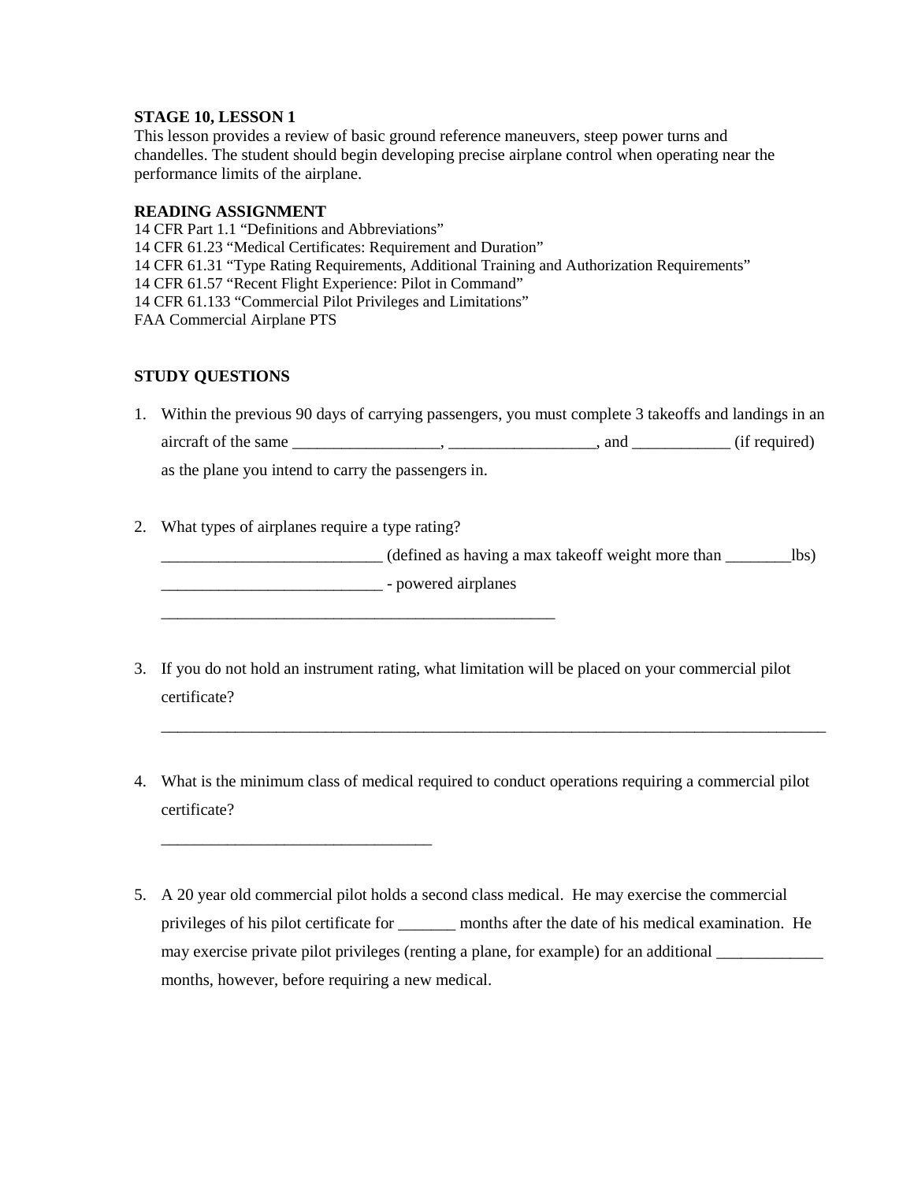**STAGE 10, LESSON 1**

This lesson provides a review of basic ground reference maneuvers, steep power turns and chandelles. The student should begin developing precise airplane control when operating near the performance limits of the airplane.

**READING ASSIGNMENT**

14 CFR Part 1.1 "Definitions and Abbreviations"
14 CFR 61.23 "Medical Certificates: Requirement and Duration"
14 CFR 61.31 "Type Rating Requirements, Additional Training and Authorization Requirements"
14 CFR 61.57 "Recent Flight Experience: Pilot in Command"
14 CFR 61.133 "Commercial Pilot Privileges and Limitations"
FAA Commercial Airplane PTS

**STUDY QUESTIONS**

1. Within the previous 90 days of carrying passengers, you must complete 3 takeoffs and landings in an aircraft of the same __________________, __________________, and ____________ (if required) as the plane you intend to carry the passengers in.

2. What types of airplanes require a type rating?

   ___________________________ (defined as having a max takeoff weight more than ________lbs)

   ___________________________ - powered airplanes

   __________________________________________________

3. If you do not hold an instrument rating, what limitation will be placed on your commercial pilot certificate?

   ____________________________________________________________________________________

4. What is the minimum class of medical required to conduct operations requiring a commercial pilot certificate?

   __________________________________

5. A 20 year old commercial pilot holds a second class medical. He may exercise the commercial privileges of his pilot certificate for _______ months after the date of his medical examination. He may exercise private pilot privileges (renting a plane, for example) for an additional _____________ months, however, before requiring a new medical.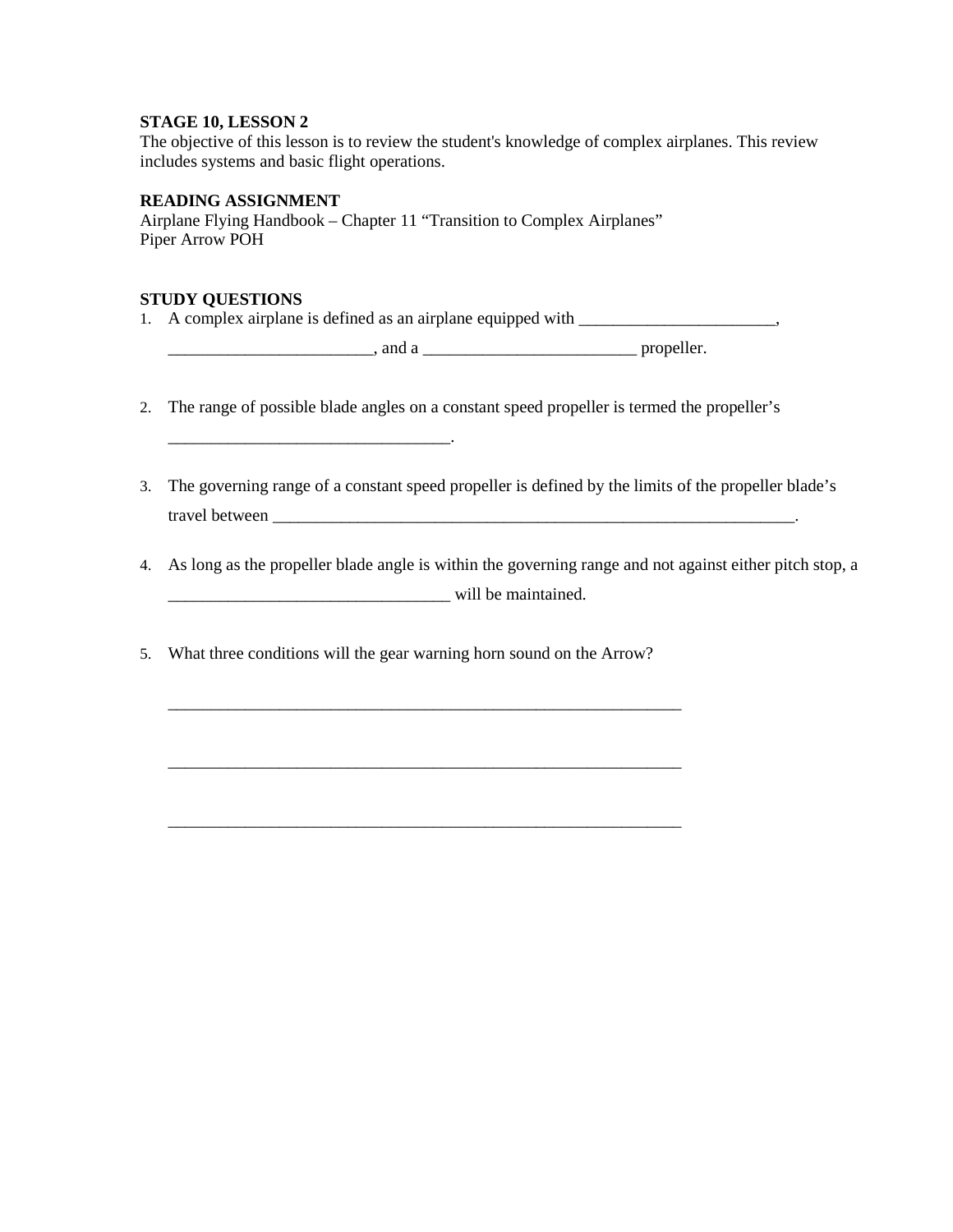**STAGE 10, LESSON 2**

The objective of this lesson is to review the student's knowledge of complex airplanes. This review includes systems and basic flight operations.

**READING ASSIGNMENT**

Airplane Flying Handbook – Chapter 11 "Transition to Complex Airplanes"
Piper Arrow POH

**STUDY QUESTIONS**

1. A complex airplane is defined as an airplane equipped with _______________________, ________________________, and a _________________________ propeller.

2. The range of possible blade angles on a constant speed propeller is termed the propeller's _________________________________.

3. The governing range of a constant speed propeller is defined by the limits of the propeller blade's travel between _________________________________________________________________.

4. As long as the propeller blade angle is within the governing range and not against either pitch stop, a _________________________________ will be maintained.

5. What three conditions will the gear warning horn sound on the Arrow?

   _______________________________________________________________

   _______________________________________________________________

   _______________________________________________________________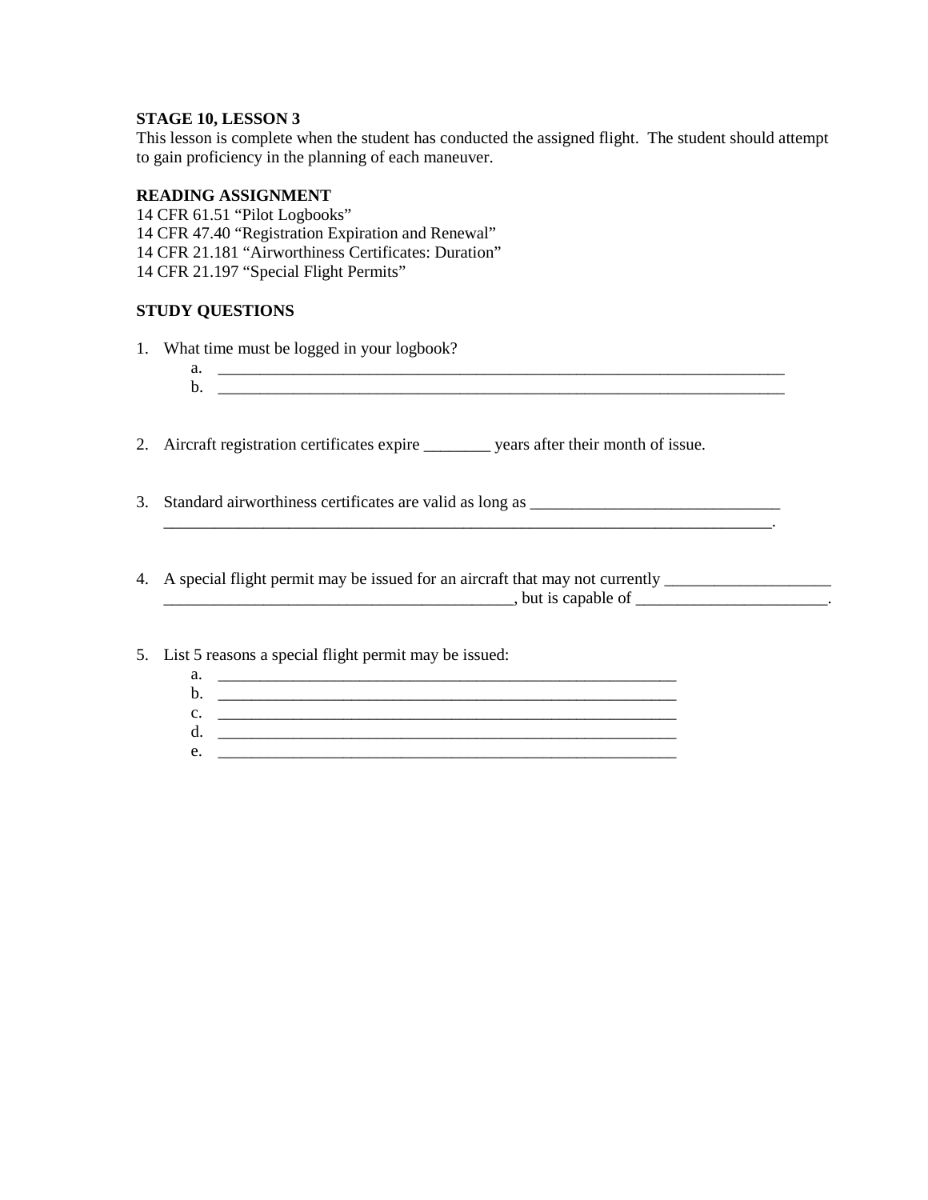**STAGE 10, LESSON 3**
This lesson is complete when the student has conducted the assigned flight. The student should attempt to gain proficiency in the planning of each maneuver.

**READING ASSIGNMENT**
14 CFR 61.51 "Pilot Logbooks"
14 CFR 47.40 "Registration Expiration and Renewal"
14 CFR 21.181 "Airworthiness Certificates: Duration"
14 CFR 21.197 "Special Flight Permits"

**STUDY QUESTIONS**

1. What time must be logged in your logbook?
   a. ________________________________________________________________________
   b. ________________________________________________________________________

2. Aircraft registration certificates expire ________ years after their month of issue.

3. Standard airworthiness certificates are valid as long as ______________________________ ______________________________________________________________________________.

4. A special flight permit may be issued for an aircraft that may not currently ____________________ __________________________________________, but is capable of _______________________.

5. List 5 reasons a special flight permit may be issued:
   a. __________________________________________________________
   b. __________________________________________________________
   c. __________________________________________________________
   d. __________________________________________________________
   e. __________________________________________________________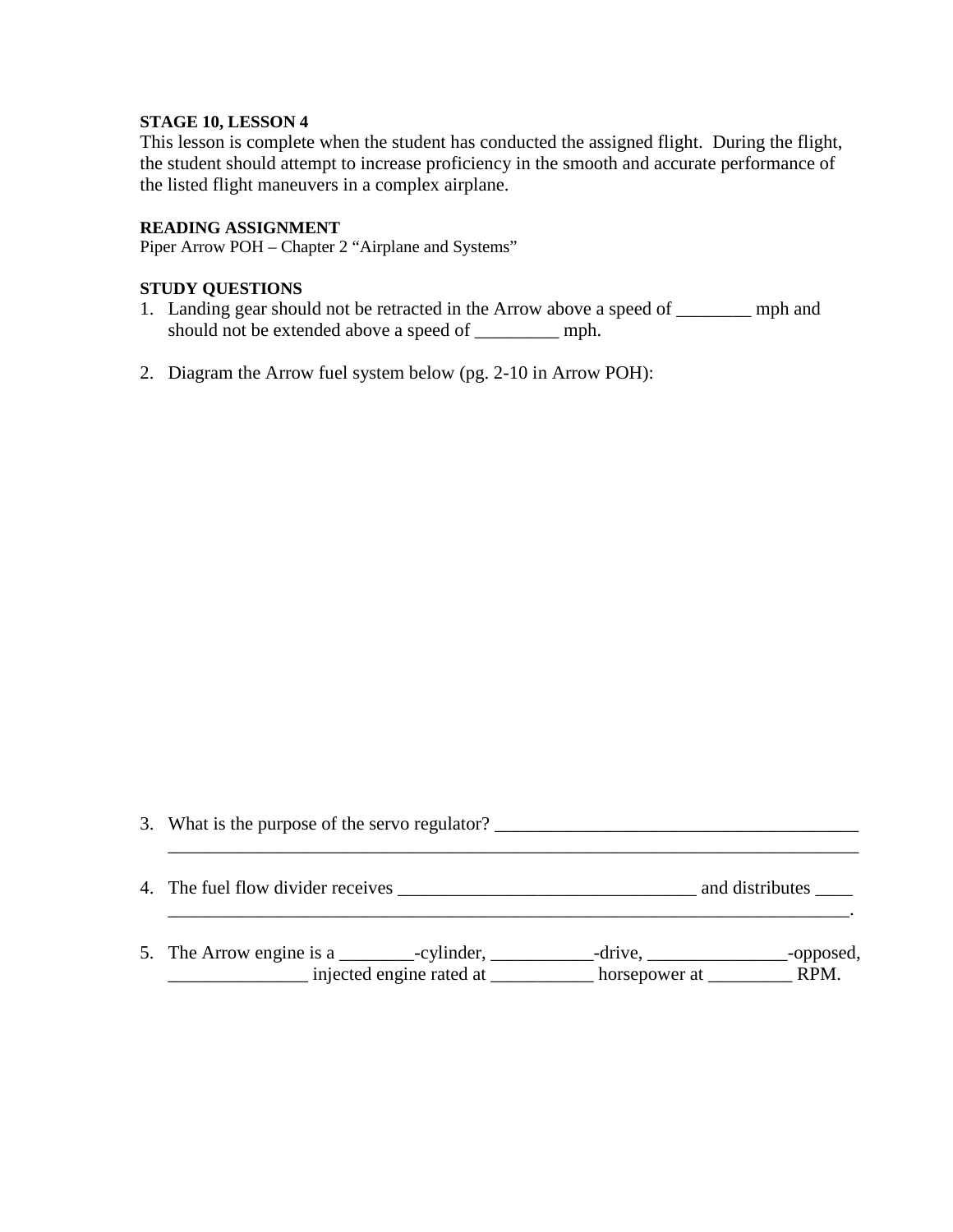**STAGE 10, LESSON 4**

This lesson is complete when the student has conducted the assigned flight. During the flight, the student should attempt to increase proficiency in the smooth and accurate performance of the listed flight maneuvers in a complex airplane.

**READING ASSIGNMENT**

Piper Arrow POH – Chapter 2 “Airplane and Systems”

**STUDY QUESTIONS**

1. Landing gear should not be retracted in the Arrow above a speed of ________ mph and should not be extended above a speed of _________ mph.

2. Diagram the Arrow fuel system below (pg. 2-10 in Arrow POH):

3. What is the purpose of the servo regulator? _______________________________________ ___________________________________________________________________________

4. The fuel flow divider receives _______________________________ and distributes ____ __________________________________________________________________________.

5. The Arrow engine is a ________-cylinder, ___________-drive, _______________-opposed, _______________ injected engine rated at ___________ horsepower at _________ RPM.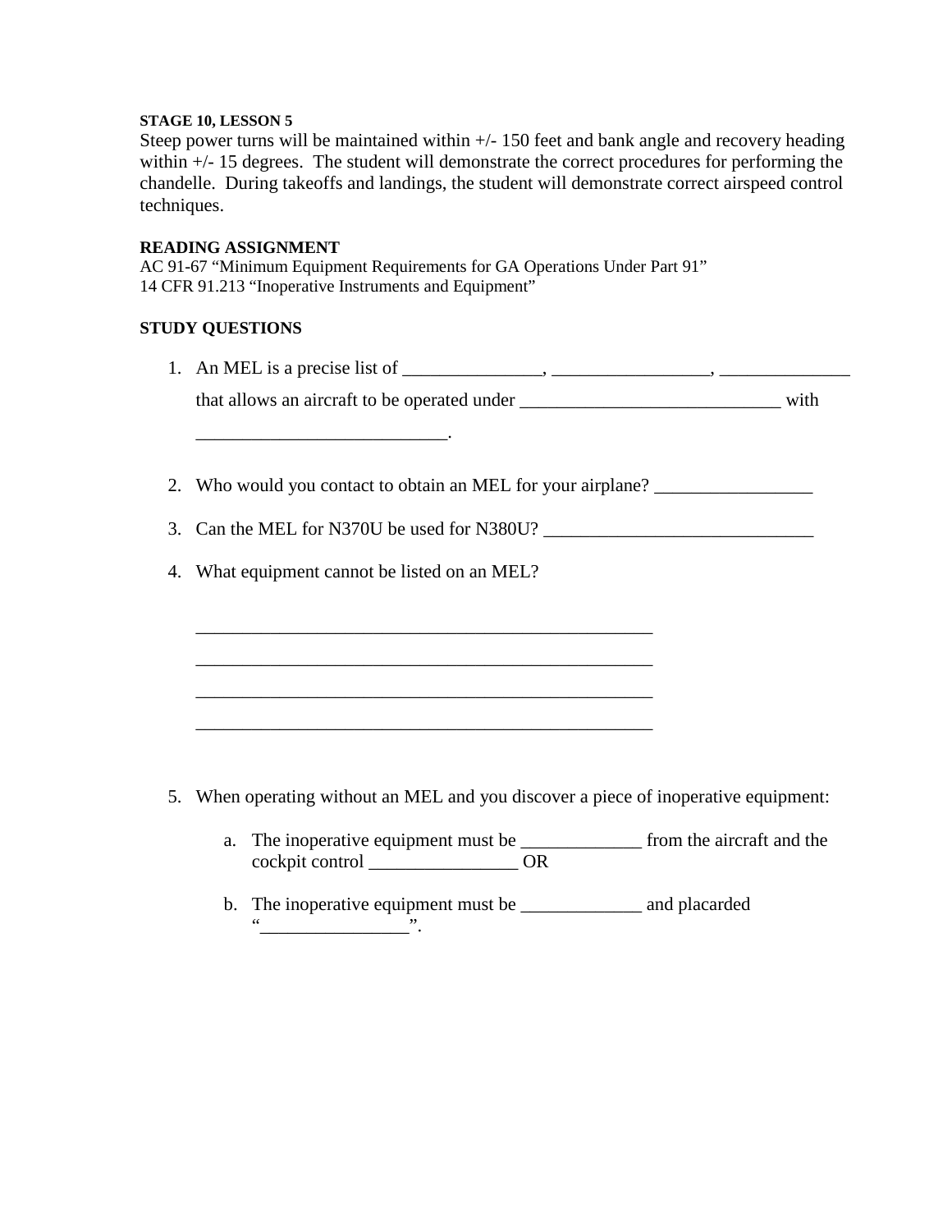**STAGE 10, LESSON 5**

Steep power turns will be maintained within +/- 150 feet and bank angle and recovery heading within +/- 15 degrees. The student will demonstrate the correct procedures for performing the chandelle. During takeoffs and landings, the student will demonstrate correct airspeed control techniques.

**READING ASSIGNMENT**

AC 91-67 "Minimum Equipment Requirements for GA Operations Under Part 91"
14 CFR 91.213 "Inoperative Instruments and Equipment"

**STUDY QUESTIONS**

1. An MEL is a precise list of _______________, ________________, ______________ that allows an aircraft to be operated under ___________________________ with ___________________________.

2. Who would you contact to obtain an MEL for your airplane? _________________

3. Can the MEL for N370U be used for N380U? _____________________________

4. What equipment cannot be listed on an MEL?

   __________________________________________________
   __________________________________________________
   __________________________________________________
   __________________________________________________

5. When operating without an MEL and you discover a piece of inoperative equipment:

   a. The inoperative equipment must be _____________ from the aircraft and the cockpit control ________________ OR

   b. The inoperative equipment must be _____________ and placarded "________________".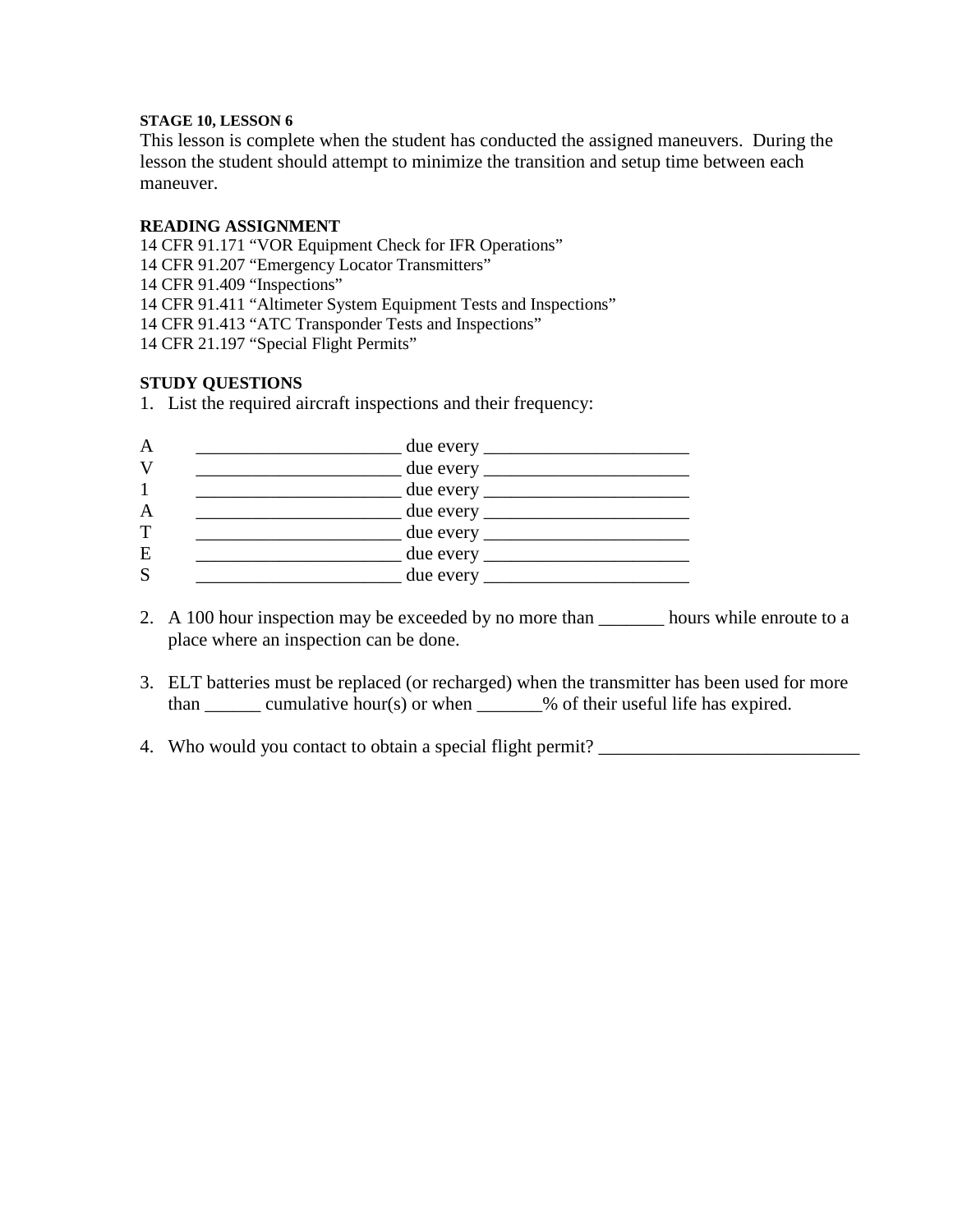**STAGE 10, LESSON 6**

This lesson is complete when the student has conducted the assigned maneuvers. During the lesson the student should attempt to minimize the transition and setup time between each maneuver.

**READING ASSIGNMENT**

14 CFR 91.171 "VOR Equipment Check for IFR Operations"
14 CFR 91.207 "Emergency Locator Transmitters"
14 CFR 91.409 "Inspections"
14 CFR 91.411 "Altimeter System Equipment Tests and Inspections"
14 CFR 91.413 "ATC Transponder Tests and Inspections"
14 CFR 21.197 "Special Flight Permits"

**STUDY QUESTIONS**

1. List the required aircraft inspections and their frequency:

A ______________________ due every ______________________
V ______________________ due every ______________________
1 ______________________ due every ______________________
A ______________________ due every ______________________
T ______________________ due every ______________________
E ______________________ due every ______________________
S ______________________ due every ______________________

2. A 100 hour inspection may be exceeded by no more than _______ hours while enroute to a place where an inspection can be done.

3. ELT batteries must be replaced (or recharged) when the transmitter has been used for more than ______ cumulative hour(s) or when _______% of their useful life has expired.

4. Who would you contact to obtain a special flight permit? ____________________________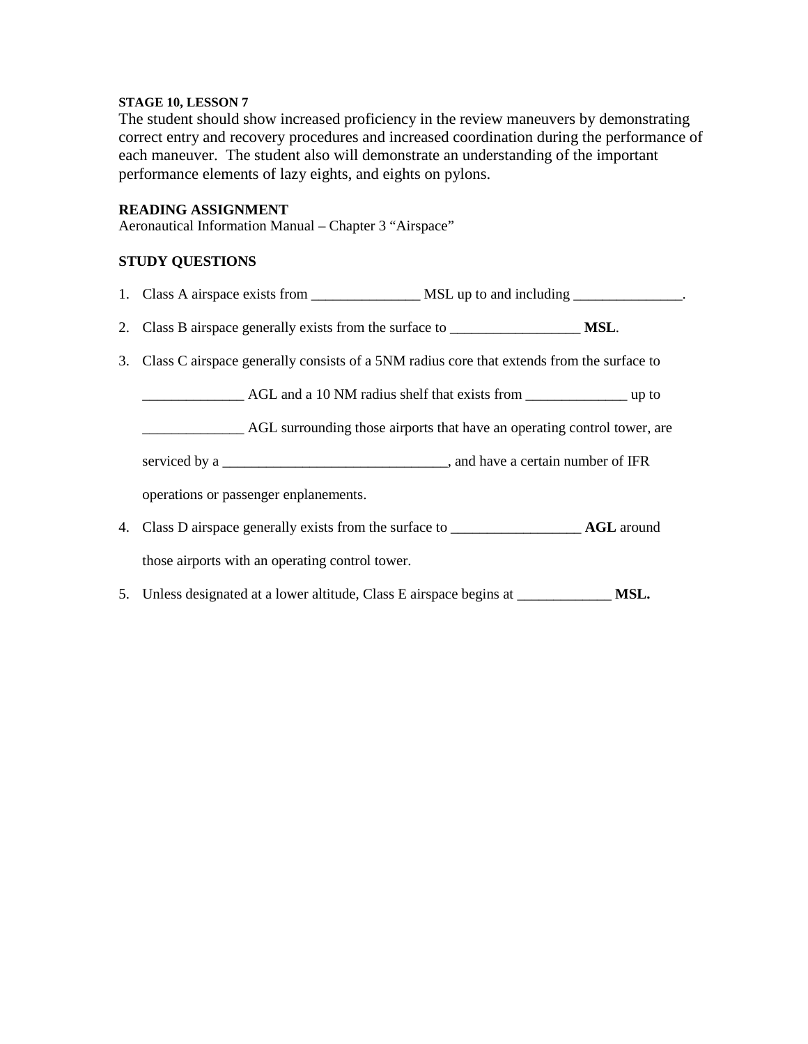**STAGE 10, LESSON 7**

The student should show increased proficiency in the review maneuvers by demonstrating correct entry and recovery procedures and increased coordination during the performance of each maneuver. The student also will demonstrate an understanding of the important performance elements of lazy eights, and eights on pylons.

**READING ASSIGNMENT**

Aeronautical Information Manual – Chapter 3 "Airspace"

**STUDY QUESTIONS**

1. Class A airspace exists from _______________ MSL up to and including _______________.
2. Class B airspace generally exists from the surface to __________________ **MSL**.
3. Class C airspace generally consists of a 5NM radius core that extends from the surface to ______________ AGL and a 10 NM radius shelf that exists from ______________ up to ______________ AGL surrounding those airports that have an operating control tower, are serviced by a _______________________________, and have a certain number of IFR operations or passenger enplanements.
4. Class D airspace generally exists from the surface to __________________ **AGL** around those airports with an operating control tower.
5. Unless designated at a lower altitude, Class E airspace begins at _____________ **MSL.**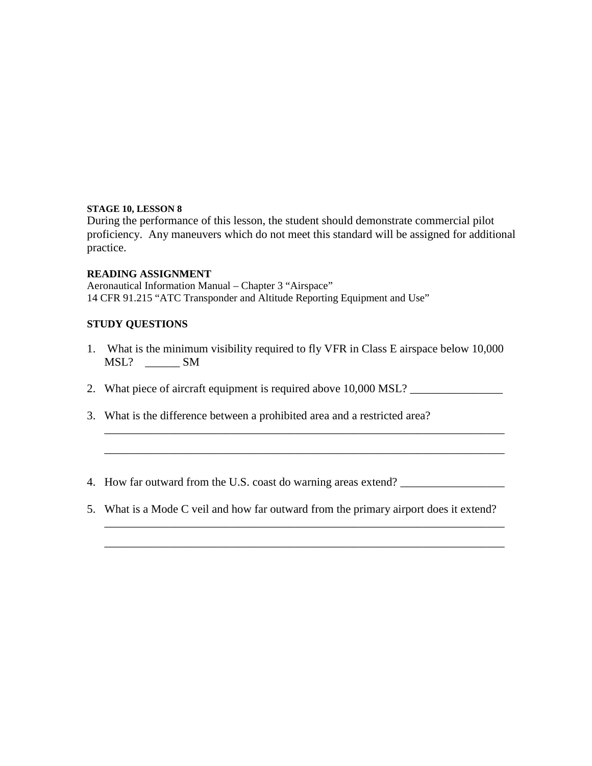**STAGE 10, LESSON 8**

During the performance of this lesson, the student should demonstrate commercial pilot proficiency. Any maneuvers which do not meet this standard will be assigned for additional practice.

**READING ASSIGNMENT**

Aeronautical Information Manual – Chapter 3 "Airspace"
14 CFR 91.215 "ATC Transponder and Altitude Reporting Equipment and Use"

**STUDY QUESTIONS**

1. What is the minimum visibility required to fly VFR in Class E airspace below 10,000 MSL? ______ SM

2. What piece of aircraft equipment is required above 10,000 MSL? ________________

3. What is the difference between a prohibited area and a restricted area?
________________________________________________________________________
________________________________________________________________________

4. How far outward from the U.S. coast do warning areas extend? __________________

5. What is a Mode C veil and how far outward from the primary airport does it extend?
________________________________________________________________________
________________________________________________________________________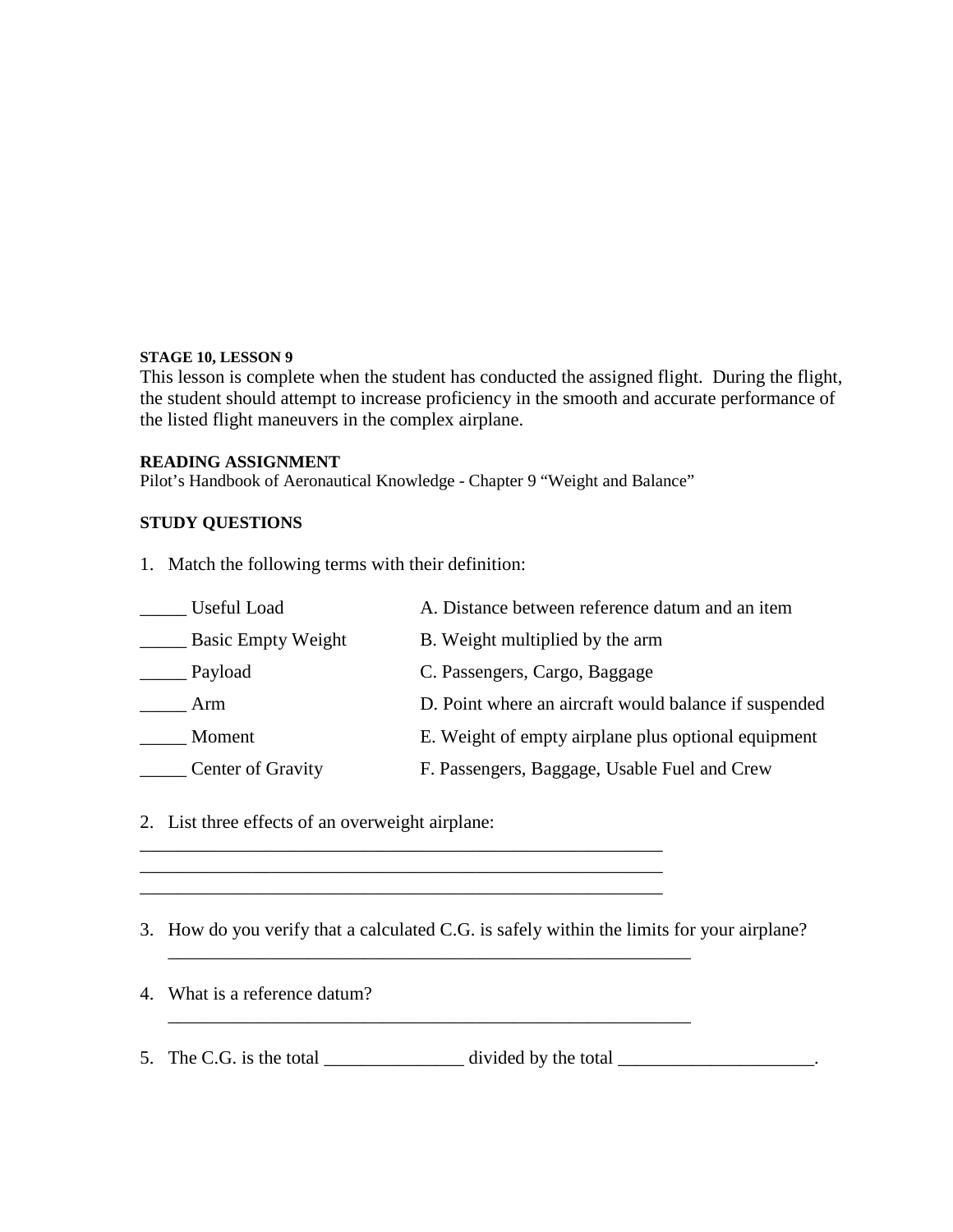**STAGE 10, LESSON 9**

This lesson is complete when the student has conducted the assigned flight. During the flight, the student should attempt to increase proficiency in the smooth and accurate performance of the listed flight maneuvers in the complex airplane.

**READING ASSIGNMENT**

Pilot's Handbook of Aeronautical Knowledge - Chapter 9 "Weight and Balance"

**STUDY QUESTIONS**

1. Match the following terms with their definition:

| | |
|---|---|
| _____ Useful Load | A. Distance between reference datum and an item |
| _____ Basic Empty Weight | B. Weight multiplied by the arm |
| _____ Payload | C. Passengers, Cargo, Baggage |
| _____ Arm | D. Point where an aircraft would balance if suspended |
| _____ Moment | E. Weight of empty airplane plus optional equipment |
| _____ Center of Gravity | F. Passengers, Baggage, Usable Fuel and Crew |

2. List three effects of an overweight airplane:

_______________________________________________________

_______________________________________________________

_______________________________________________________

3. How do you verify that a calculated C.G. is safely within the limits for your airplane?

_______________________________________________________

4. What is a reference datum?

_______________________________________________________

5. The C.G. is the total _______________ divided by the total _____________________.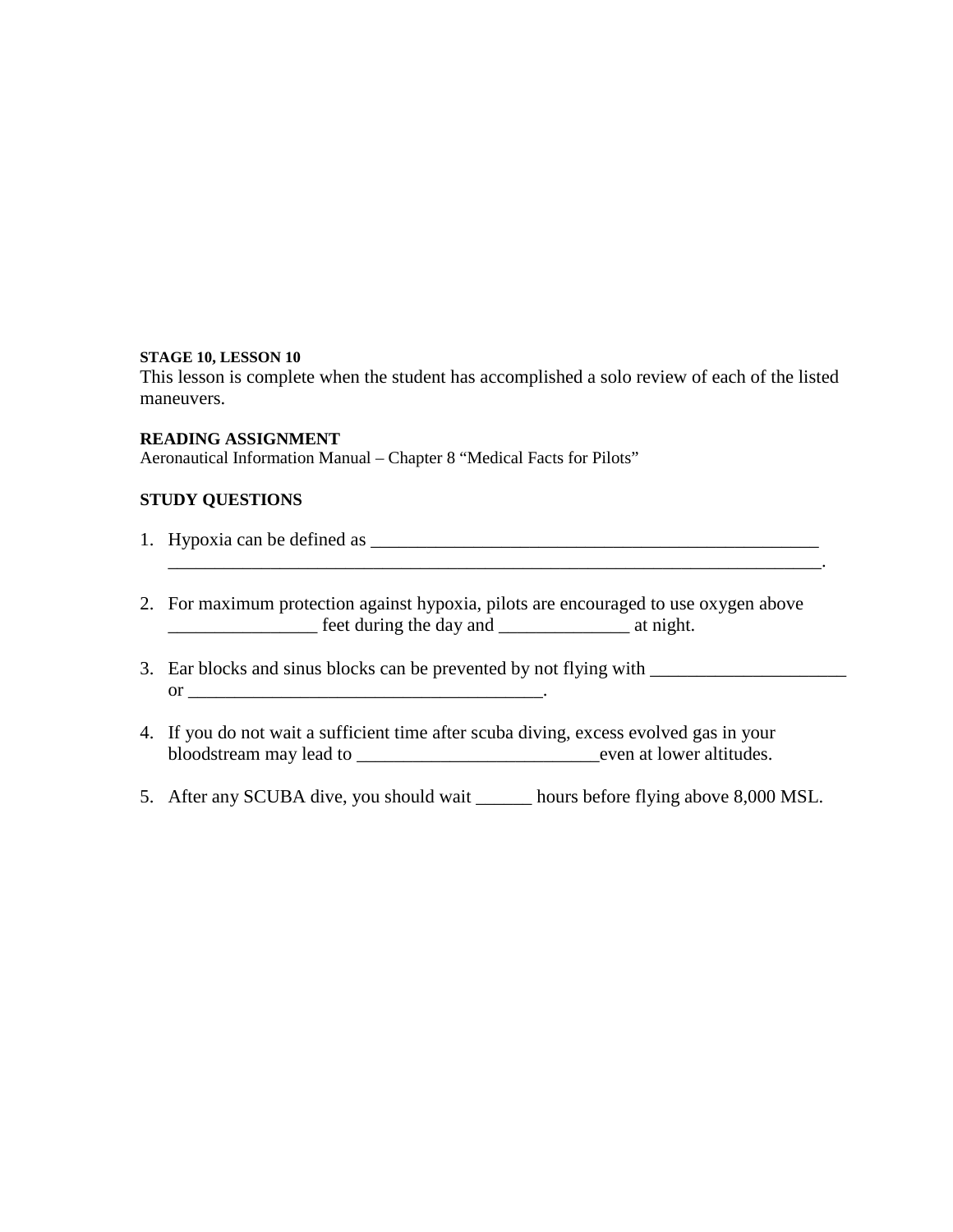**STAGE 10, LESSON 10**

This lesson is complete when the student has accomplished a solo review of each of the listed maneuvers.

**READING ASSIGNMENT**

Aeronautical Information Manual – Chapter 8 "Medical Facts for Pilots"

**STUDY QUESTIONS**

1. Hypoxia can be defined as ___________________________________________________ ___________________________________________________________________________.

2. For maximum protection against hypoxia, pilots are encouraged to use oxygen above ________________ feet during the day and ______________ at night.

3. Ear blocks and sinus blocks can be prevented by not flying with _____________________ or ________________________________________.

4. If you do not wait a sufficient time after scuba diving, excess evolved gas in your bloodstream may lead to __________________________even at lower altitudes.

5. After any SCUBA dive, you should wait ______ hours before flying above 8,000 MSL.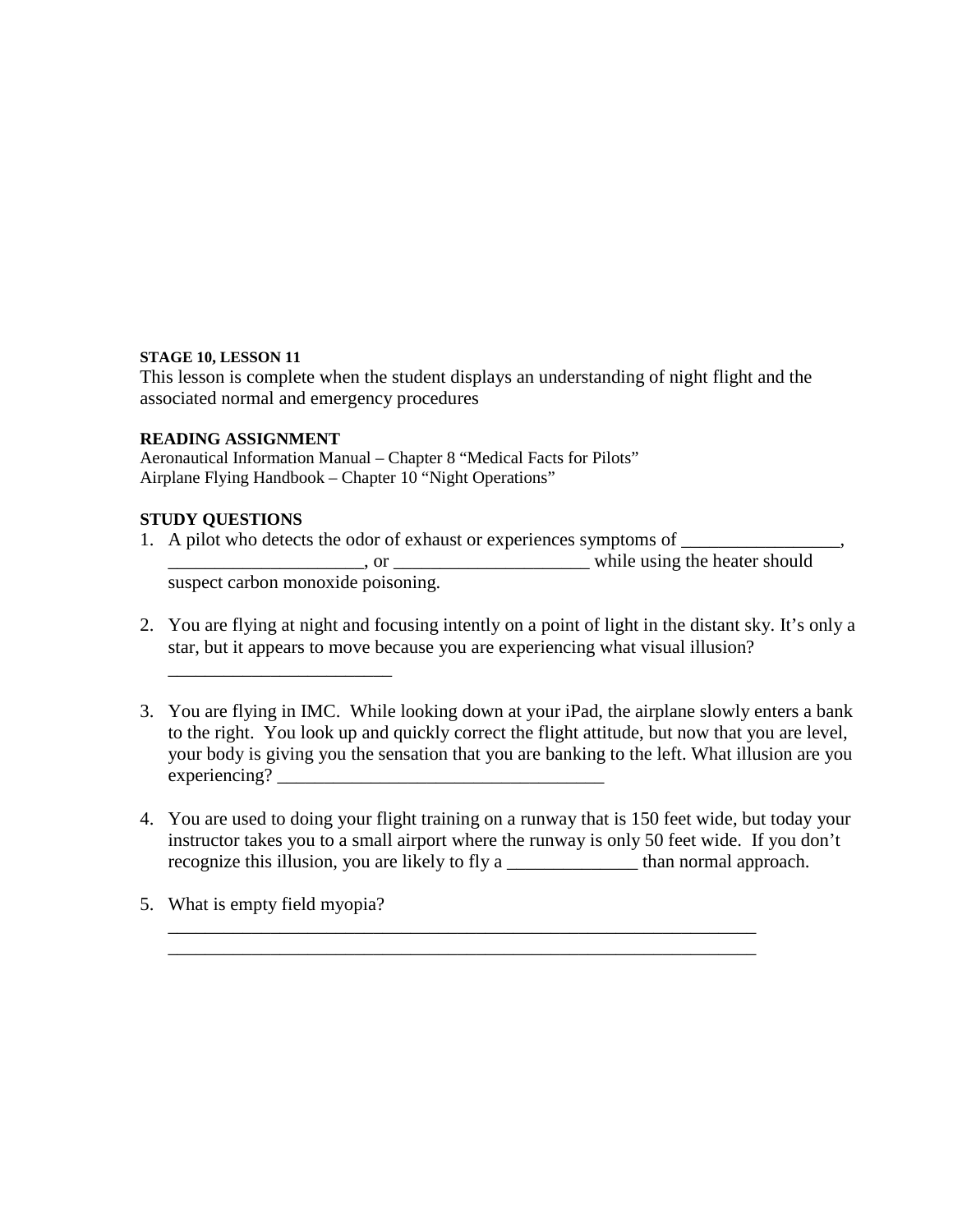**STAGE 10, LESSON 11**

This lesson is complete when the student displays an understanding of night flight and the associated normal and emergency procedures

**READING ASSIGNMENT**

Aeronautical Information Manual – Chapter 8 "Medical Facts for Pilots"
Airplane Flying Handbook – Chapter 10 "Night Operations"

**STUDY QUESTIONS**

1. A pilot who detects the odor of exhaust or experiences symptoms of _________________, _____________________, or _____________________ while using the heater should suspect carbon monoxide poisoning.

2. You are flying at night and focusing intently on a point of light in the distant sky. It's only a star, but it appears to move because you are experiencing what visual illusion? ________________________

3. You are flying in IMC. While looking down at your iPad, the airplane slowly enters a bank to the right. You look up and quickly correct the flight attitude, but now that you are level, your body is giving you the sensation that you are banking to the left. What illusion are you experiencing? ___________________________________

4. You are used to doing your flight training on a runway that is 150 feet wide, but today your instructor takes you to a small airport where the runway is only 50 feet wide. If you don't recognize this illusion, you are likely to fly a ______________ than normal approach.

5. What is empty field myopia?
   _________________________________________________________________
   _________________________________________________________________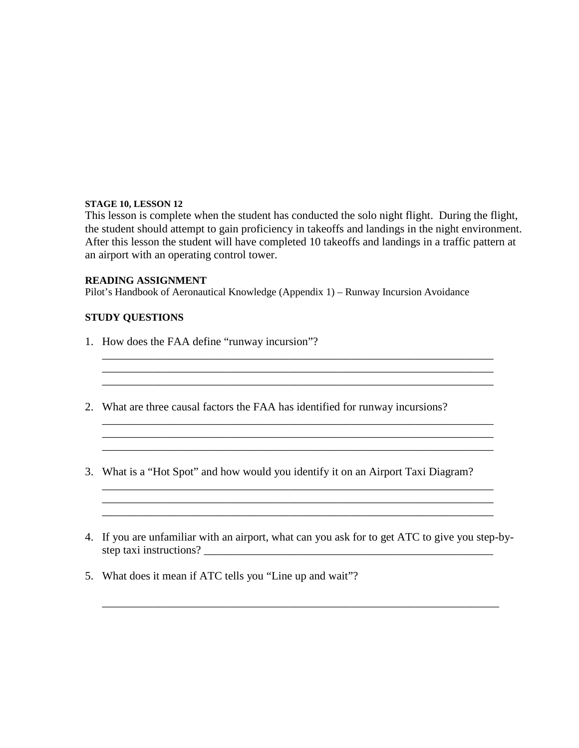**STAGE 10, LESSON 12**

This lesson is complete when the student has conducted the solo night flight. During the flight, the student should attempt to gain proficiency in takeoffs and landings in the night environment. After this lesson the student will have completed 10 takeoffs and landings in a traffic pattern at an airport with an operating control tower.

**READING ASSIGNMENT**

Pilot's Handbook of Aeronautical Knowledge (Appendix 1) – Runway Incursion Avoidance

**STUDY QUESTIONS**

1. How does the FAA define "runway incursion"?
   ________________________________________________________________________
   ________________________________________________________________________
   ________________________________________________________________________

2. What are three causal factors the FAA has identified for runway incursions?
   ________________________________________________________________________
   ________________________________________________________________________
   ________________________________________________________________________

3. What is a "Hot Spot" and how would you identify it on an Airport Taxi Diagram?
   ________________________________________________________________________
   ________________________________________________________________________
   ________________________________________________________________________

4. If you are unfamiliar with an airport, what can you ask for to get ATC to give you step-by-step taxi instructions? ______________________________________________________

5. What does it mean if ATC tells you "Line up and wait"?

   ________________________________________________________________________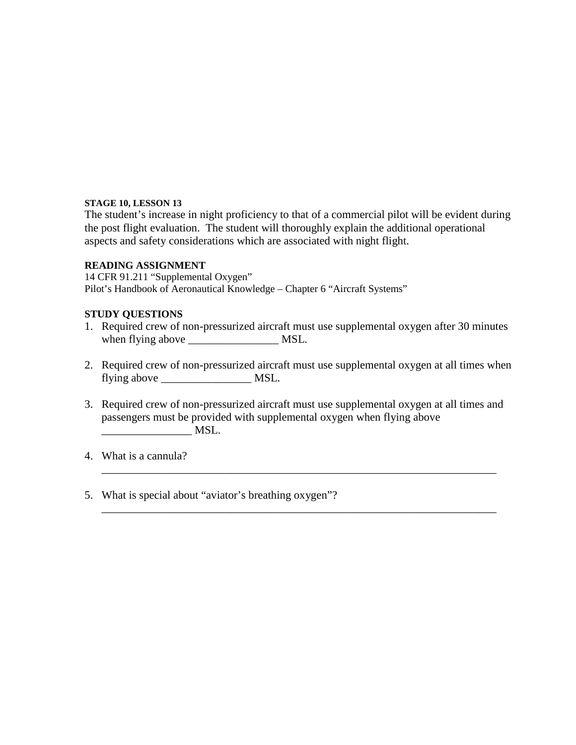**STAGE 10, LESSON 13**

The student's increase in night proficiency to that of a commercial pilot will be evident during the post flight evaluation. The student will thoroughly explain the additional operational aspects and safety considerations which are associated with night flight.

**READING ASSIGNMENT**

14 CFR 91.211 "Supplemental Oxygen"
Pilot's Handbook of Aeronautical Knowledge – Chapter 6 "Aircraft Systems"

**STUDY QUESTIONS**

1. Required crew of non-pressurized aircraft must use supplemental oxygen after 30 minutes when flying above ________________ MSL.

2. Required crew of non-pressurized aircraft must use supplemental oxygen at all times when flying above ________________ MSL.

3. Required crew of non-pressurized aircraft must use supplemental oxygen at all times and passengers must be provided with supplemental oxygen when flying above ________________ MSL.

4. What is a cannula?
   ___________________________________________________________________________

5. What is special about "aviator's breathing oxygen"?
   ___________________________________________________________________________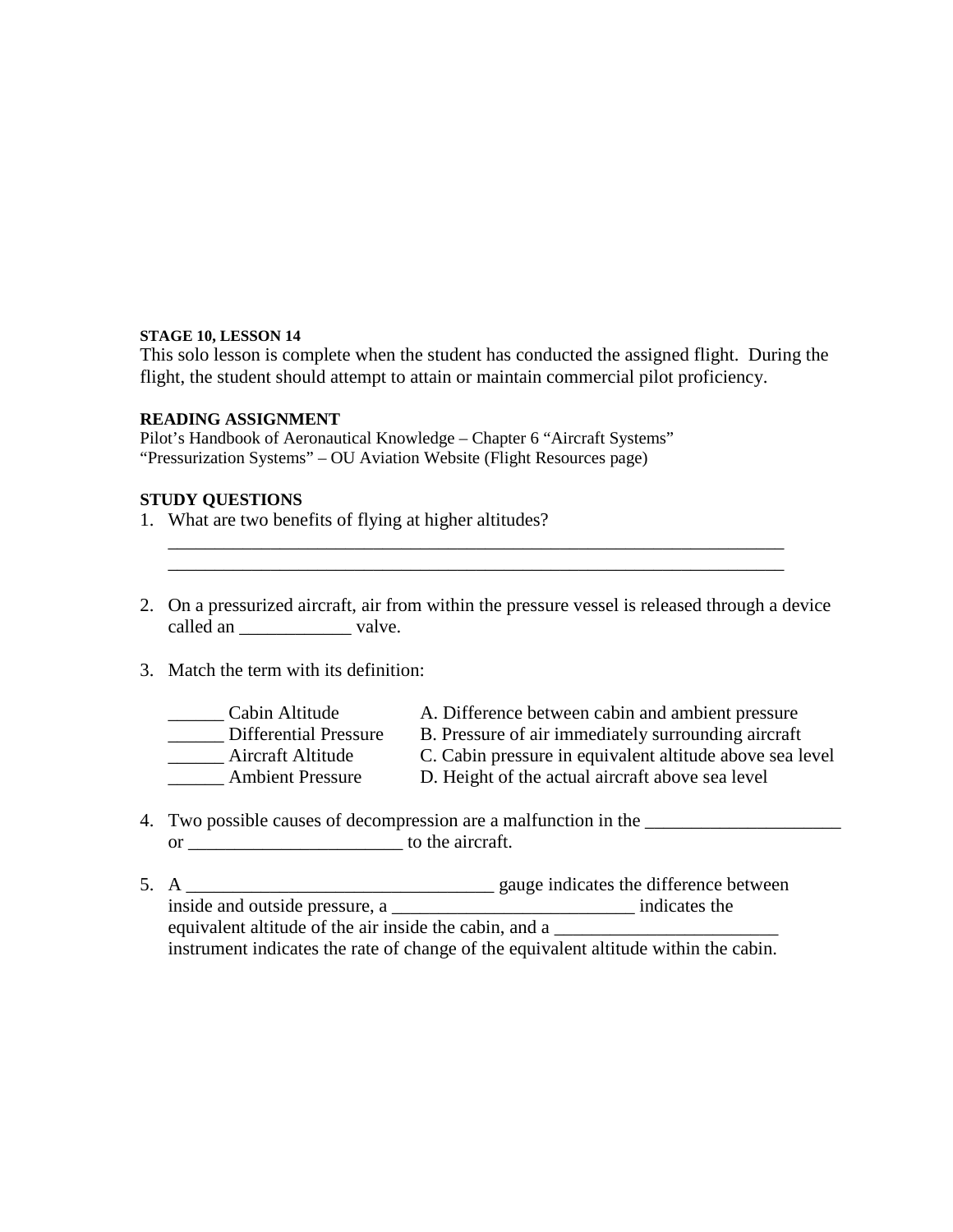**STAGE 10, LESSON 14**

This solo lesson is complete when the student has conducted the assigned flight. During the flight, the student should attempt to attain or maintain commercial pilot proficiency.

**READING ASSIGNMENT**

Pilot's Handbook of Aeronautical Knowledge – Chapter 6 "Aircraft Systems"
"Pressurization Systems" – OU Aviation Website (Flight Resources page)

**STUDY QUESTIONS**

1. What are two benefits of flying at higher altitudes?
   ______________________________________________________________________
   ______________________________________________________________________

2. On a pressurized aircraft, air from within the pressure vessel is released through a device called an ____________ valve.

3. Match the term with its definition:

   ______ Cabin Altitude — A. Difference between cabin and ambient pressure
   ______ Differential Pressure — B. Pressure of air immediately surrounding aircraft
   ______ Aircraft Altitude — C. Cabin pressure in equivalent altitude above sea level
   ______ Ambient Pressure — D. Height of the actual aircraft above sea level

4. Two possible causes of decompression are a malfunction in the _____________________ or _______________________ to the aircraft.

5. A _________________________________ gauge indicates the difference between inside and outside pressure, a __________________________ indicates the equivalent altitude of the air inside the cabin, and a ________________________ instrument indicates the rate of change of the equivalent altitude within the cabin.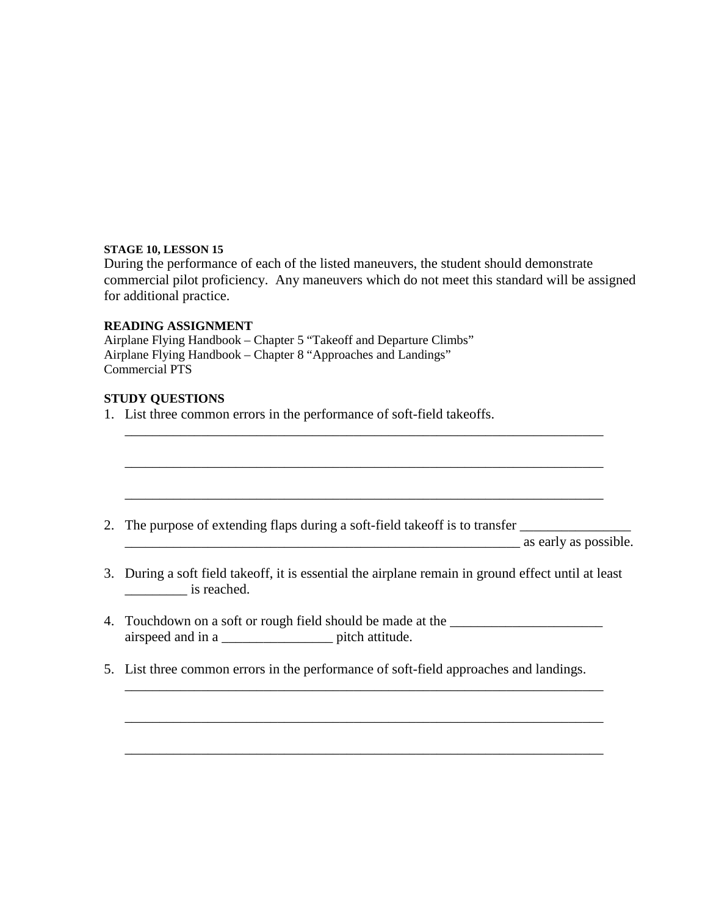**STAGE 10, LESSON 15**

During the performance of each of the listed maneuvers, the student should demonstrate commercial pilot proficiency. Any maneuvers which do not meet this standard will be assigned for additional practice.

**READING ASSIGNMENT**

Airplane Flying Handbook – Chapter 5 "Takeoff and Departure Climbs"
Airplane Flying Handbook – Chapter 8 "Approaches and Landings"
Commercial PTS

**STUDY QUESTIONS**

1. List three common errors in the performance of soft-field takeoffs.

   ________________________________________________________________________

   ________________________________________________________________________

   ________________________________________________________________________

2. The purpose of extending flaps during a soft-field takeoff is to transfer ________________ ____________________________________________________________ as early as possible.

3. During a soft field takeoff, it is essential the airplane remain in ground effect until at least _________ is reached.

4. Touchdown on a soft or rough field should be made at the ______________________ airspeed and in a ________________ pitch attitude.

5. List three common errors in the performance of soft-field approaches and landings.

   ________________________________________________________________________

   ________________________________________________________________________

   ________________________________________________________________________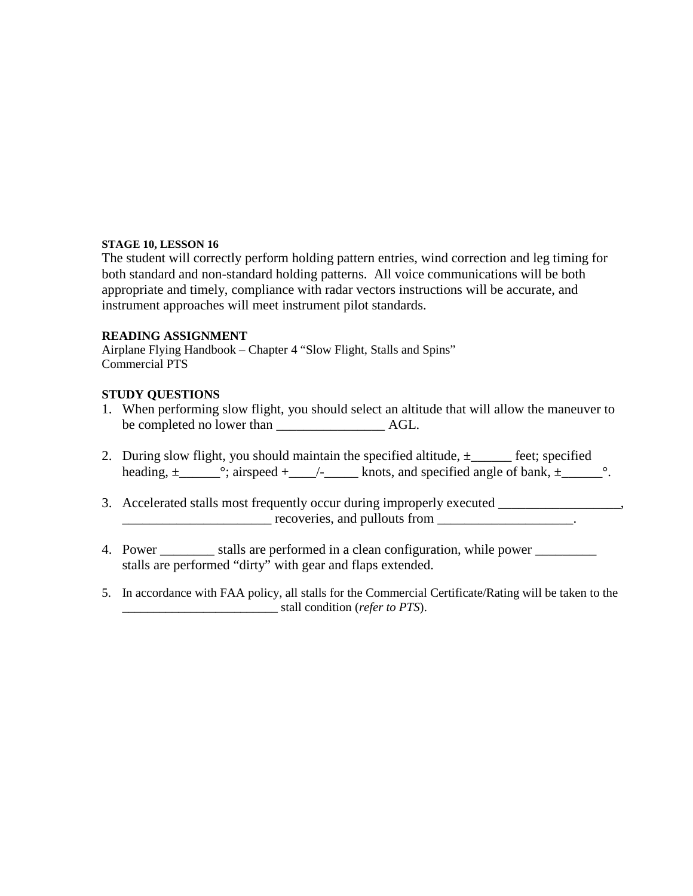**STAGE 10, LESSON 16**

The student will correctly perform holding pattern entries, wind correction and leg timing for both standard and non-standard holding patterns. All voice communications will be both appropriate and timely, compliance with radar vectors instructions will be accurate, and instrument approaches will meet instrument pilot standards.

**READING ASSIGNMENT**

Airplane Flying Handbook – Chapter 4 "Slow Flight, Stalls and Spins"
Commercial PTS

**STUDY QUESTIONS**

1. When performing slow flight, you should select an altitude that will allow the maneuver to be completed no lower than ________________ AGL.

2. During slow flight, you should maintain the specified altitude, ±______ feet; specified heading, ±______°; airspeed +____/-_____ knots, and specified angle of bank, ±______°.

3. Accelerated stalls most frequently occur during improperly executed __________________, ______________________ recoveries, and pullouts from ____________________.

4. Power ________ stalls are performed in a clean configuration, while power _________ stalls are performed "dirty" with gear and flaps extended.

5. In accordance with FAA policy, all stalls for the Commercial Certificate/Rating will be taken to the _________________________ stall condition (*refer to PTS*).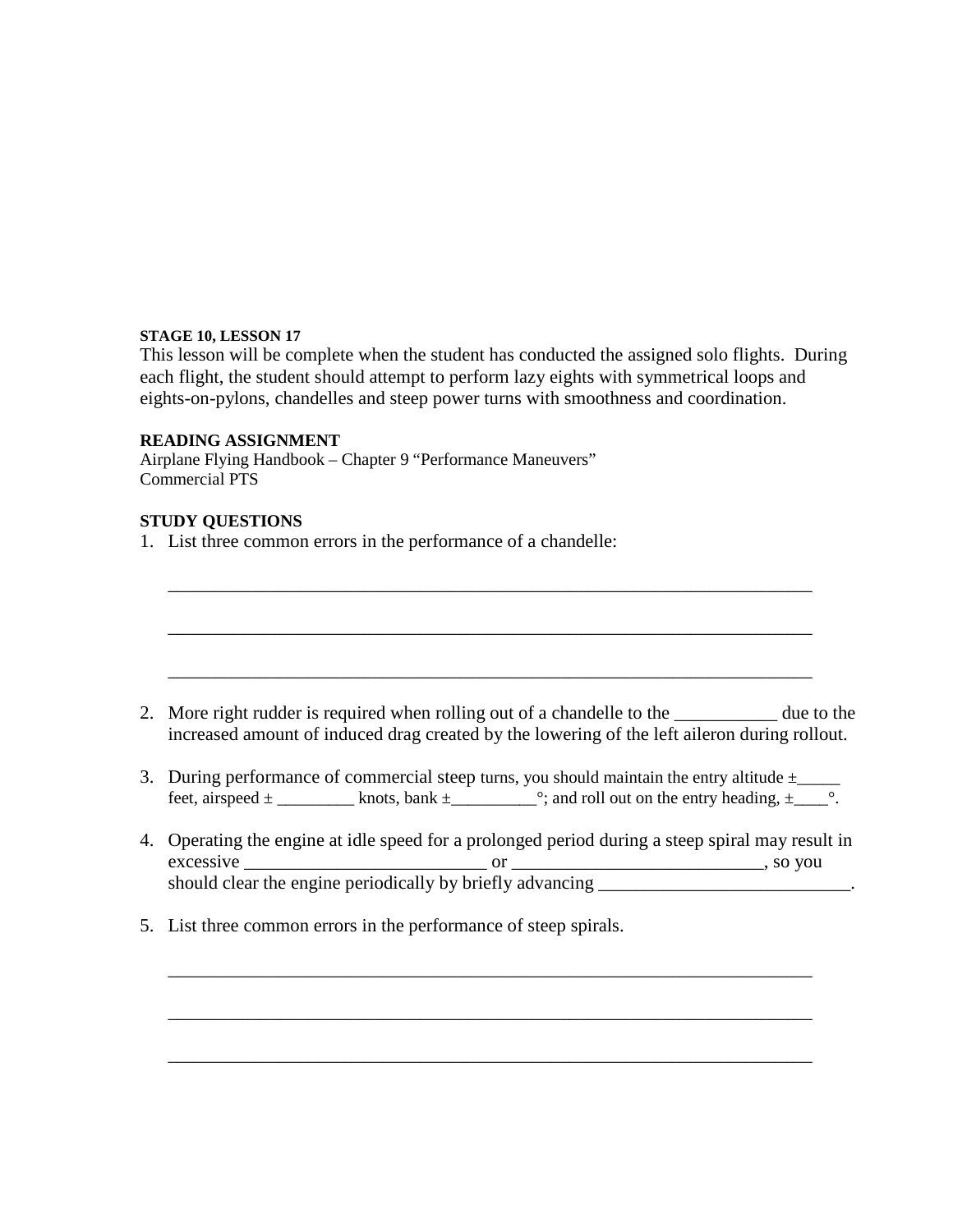**STAGE 10, LESSON 17**

This lesson will be complete when the student has conducted the assigned solo flights. During each flight, the student should attempt to perform lazy eights with symmetrical loops and eights-on-pylons, chandelles and steep power turns with smoothness and coordination.

**READING ASSIGNMENT**

Airplane Flying Handbook – Chapter 9 "Performance Maneuvers"
Commercial PTS

**STUDY QUESTIONS**

1. List three common errors in the performance of a chandelle:

   ________________________________________________________________________

   ________________________________________________________________________

   ________________________________________________________________________

2. More right rudder is required when rolling out of a chandelle to the ___________ due to the increased amount of induced drag created by the lowering of the left aileron during rollout.

3. During performance of commercial steep turns, you should maintain the entry altitude ±_____ feet, airspeed ± _________ knots, bank ±__________°; and roll out on the entry heading, ±____°.

4. Operating the engine at idle speed for a prolonged period during a steep spiral may result in excessive __________________________ or ___________________________, so you should clear the engine periodically by briefly advancing ___________________________.

5. List three common errors in the performance of steep spirals.

   ________________________________________________________________________

   ________________________________________________________________________

   ________________________________________________________________________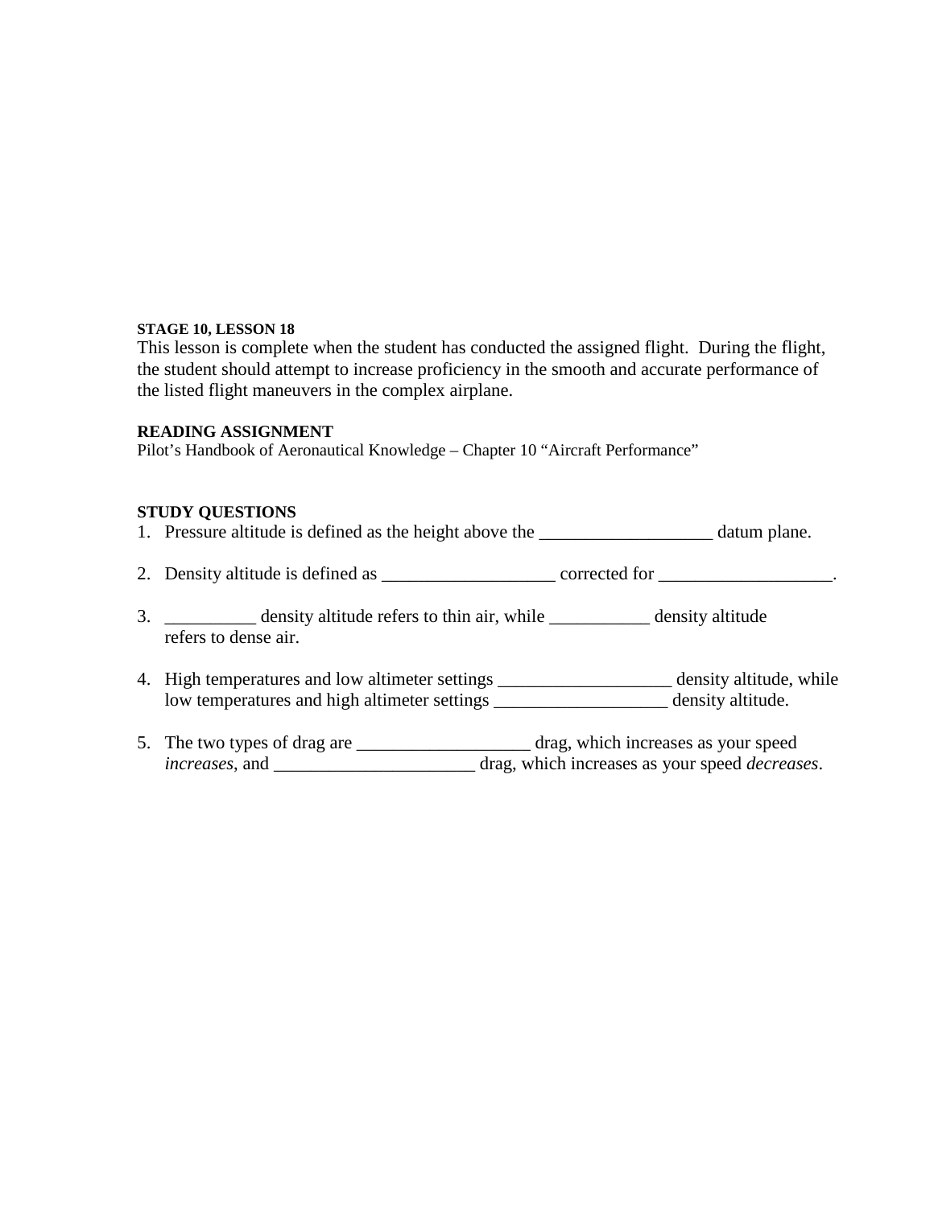**STAGE 10, LESSON 18**

This lesson is complete when the student has conducted the assigned flight. During the flight, the student should attempt to increase proficiency in the smooth and accurate performance of the listed flight maneuvers in the complex airplane.

**READING ASSIGNMENT**

Pilot's Handbook of Aeronautical Knowledge – Chapter 10 "Aircraft Performance"

**STUDY QUESTIONS**

1. Pressure altitude is defined as the height above the ___________________ datum plane.

2. Density altitude is defined as ___________________ corrected for ___________________.

3. __________ density altitude refers to thin air, while ___________ density altitude refers to dense air.

4. High temperatures and low altimeter settings ___________________ density altitude, while low temperatures and high altimeter settings ___________________ density altitude.

5. The two types of drag are ___________________ drag, which increases as your speed *increases*, and ______________________ drag, which increases as your speed *decreases*.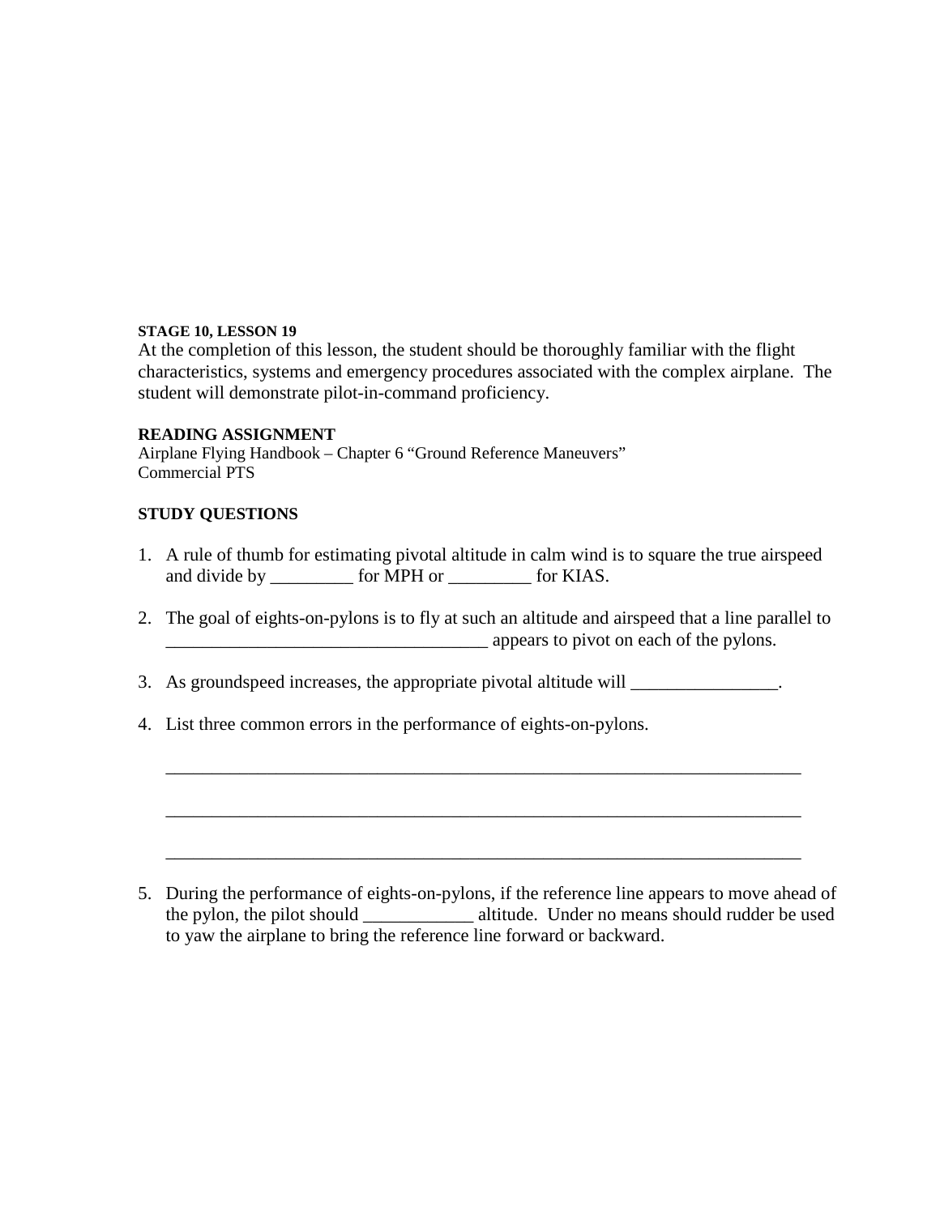**STAGE 10, LESSON 19**

At the completion of this lesson, the student should be thoroughly familiar with the flight characteristics, systems and emergency procedures associated with the complex airplane. The student will demonstrate pilot-in-command proficiency.

**READING ASSIGNMENT**

Airplane Flying Handbook – Chapter 6 “Ground Reference Maneuvers”
Commercial PTS

**STUDY QUESTIONS**

1. A rule of thumb for estimating pivotal altitude in calm wind is to square the true airspeed and divide by _________ for MPH or _________ for KIAS.

2. The goal of eights-on-pylons is to fly at such an altitude and airspeed that a line parallel to ___________________________________ appears to pivot on each of the pylons.

3. As groundspeed increases, the appropriate pivotal altitude will ________________.

4. List three common errors in the performance of eights-on-pylons.

   ________________________________________________________________________

   ________________________________________________________________________

   ________________________________________________________________________

5. During the performance of eights-on-pylons, if the reference line appears to move ahead of the pylon, the pilot should ____________ altitude. Under no means should rudder be used to yaw the airplane to bring the reference line forward or backward.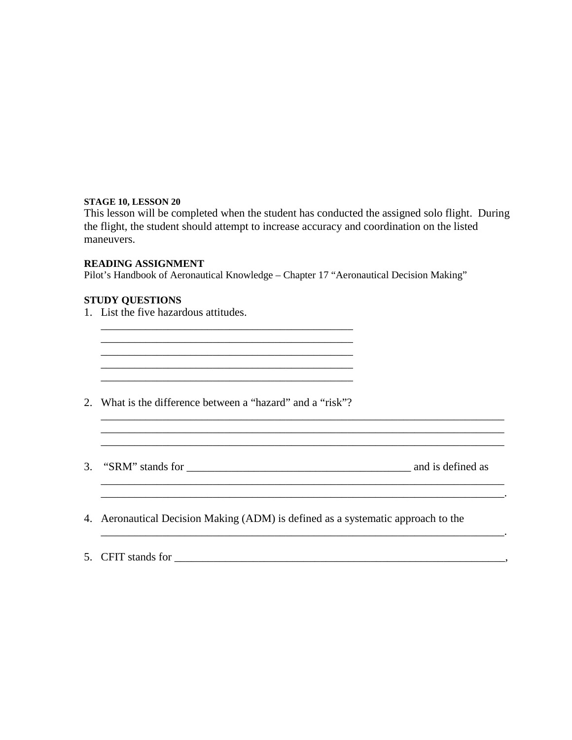**STAGE 10, LESSON 20**

This lesson will be completed when the student has conducted the assigned solo flight. During the flight, the student should attempt to increase accuracy and coordination on the listed maneuvers.

**READING ASSIGNMENT**

Pilot's Handbook of Aeronautical Knowledge – Chapter 17 "Aeronautical Decision Making"

**STUDY QUESTIONS**

1. List the five hazardous attitudes.
   ______________________________________________
   ______________________________________________
   ______________________________________________
   ______________________________________________
   ______________________________________________

2. What is the difference between a "hazard" and a "risk"?
   ______________________________________________________________________
   ______________________________________________________________________
   ______________________________________________________________________

3. "SRM" stands for ______________________________________ and is defined as
   ______________________________________________________________________
   ______________________________________________________________________.

4. Aeronautical Decision Making (ADM) is defined as a systematic approach to the
   ______________________________________________________________________.

5. CFIT stands for _______________________________________________________,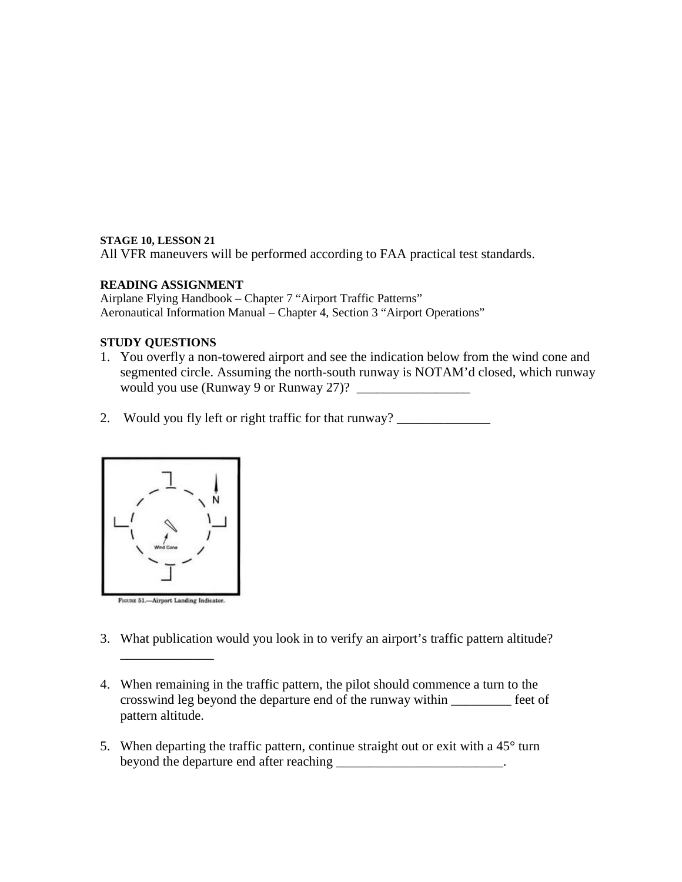**STAGE 10, LESSON 21**

All VFR maneuvers will be performed according to FAA practical test standards.

**READING ASSIGNMENT**

Airplane Flying Handbook – Chapter 7 "Airport Traffic Patterns"
Aeronautical Information Manual – Chapter 4, Section 3 "Airport Operations"

**STUDY QUESTIONS**

1. You overfly a non-towered airport and see the indication below from the wind cone and segmented circle. Assuming the north-south runway is NOTAM'd closed, which runway would you use (Runway 9 or Runway 27)? _________________

2. Would you fly left or right traffic for that runway? ______________

FIGURE 51.—Airport Landing Indicator.

3. What publication would you look in to verify an airport's traffic pattern altitude? ______________

4. When remaining in the traffic pattern, the pilot should commence a turn to the crosswind leg beyond the departure end of the runway within _________ feet of pattern altitude.

5. When departing the traffic pattern, continue straight out or exit with a 45° turn beyond the departure end after reaching _________________________.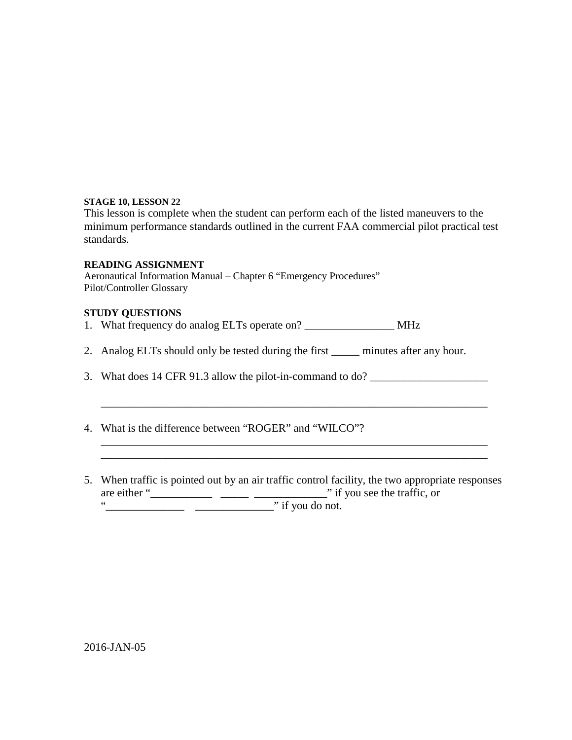**STAGE 10, LESSON 22**

This lesson is complete when the student can perform each of the listed maneuvers to the minimum performance standards outlined in the current FAA commercial pilot practical test standards.

**READING ASSIGNMENT**

Aeronautical Information Manual – Chapter 6 "Emergency Procedures"
Pilot/Controller Glossary

**STUDY QUESTIONS**

1. What frequency do analog ELTs operate on? ________________ MHz

2. Analog ELTs should only be tested during the first _____ minutes after any hour.

3. What does 14 CFR 91.3 allow the pilot-in-command to do? _____________________
   _______________________________________________________________________

4. What is the difference between "ROGER" and "WILCO"?
   _______________________________________________________________________
   _______________________________________________________________________

5. When traffic is pointed out by an air traffic control facility, the two appropriate responses are either "___________ _____ _____________" if you see the traffic, or "______________ ______________" if you do not.

2016-JAN-05